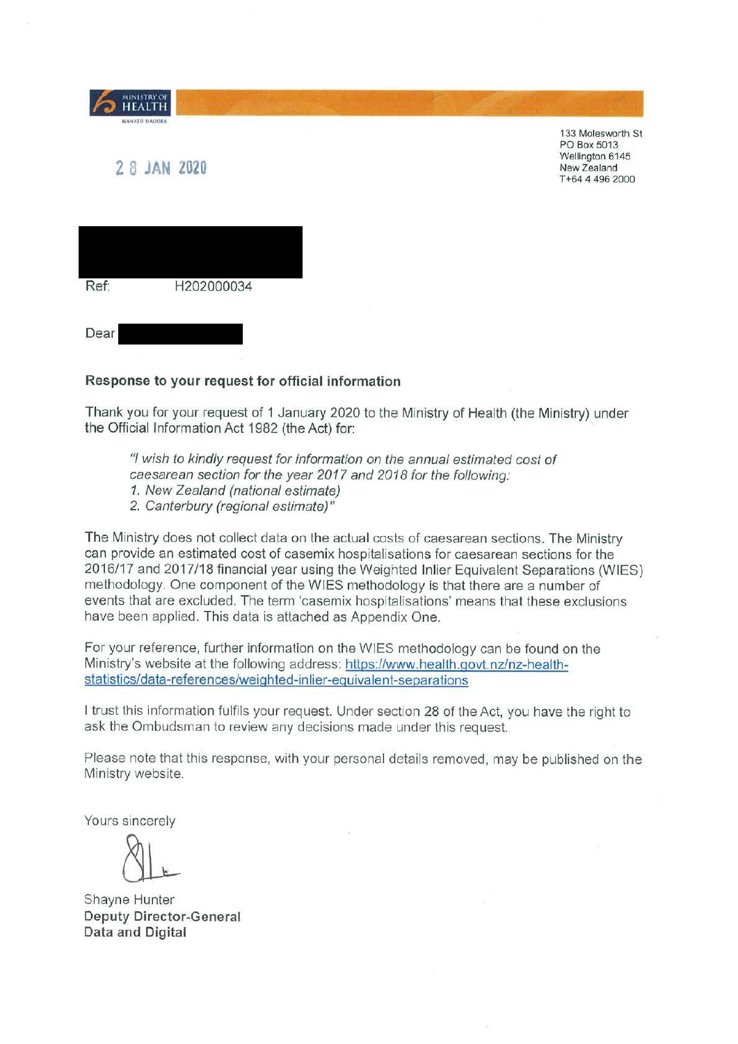MINISTRY OF HEALTH
MANATŪ HAUORA

133 Molesworth St
PO Box 5013
Wellington 6145
New Zealand
T+64 4 496 2000

28 JAN 2020

Ref: H202000034

Dear

**Response to your request for official information**

Thank you for your request of 1 January 2020 to the Ministry of Health (the Ministry) under the Official Information Act 1982 (the Act) for:

> *"I wish to kindly request for information on the annual estimated cost of caesarean section for the year 2017 and 2018 for the following:*
> *1. New Zealand (national estimate)*
> *2. Canterbury (regional estimate)"*

The Ministry does not collect data on the actual costs of caesarean sections. The Ministry can provide an estimated cost of casemix hospitalisations for caesarean sections for the 2016/17 and 2017/18 financial year using the Weighted Inlier Equivalent Separations (WIES) methodology. One component of the WIES methodology is that there are a number of events that are excluded. The term 'casemix hospitalisations' means that these exclusions have been applied. This data is attached as Appendix One.

For your reference, further information on the WIES methodology can be found on the Ministry's website at the following address: https://www.health.govt.nz/nz-health-statistics/data-references/weighted-inlier-equivalent-separations

I trust this information fulfils your request. Under section 28 of the Act, you have the right to ask the Ombudsman to review any decisions made under this request.

Please note that this response, with your personal details removed, may be published on the Ministry website.

Yours sincerely

Shayne Hunter
**Deputy Director-General**
**Data and Digital**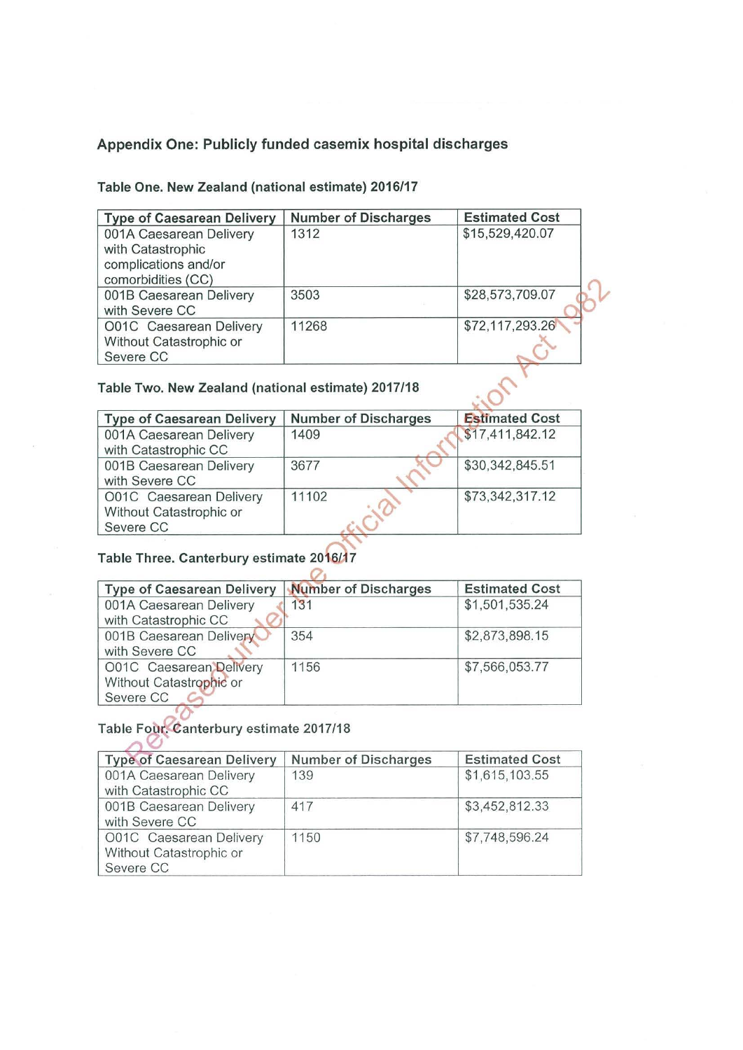## Appendix One: Publicly funded casemix hospital discharges

### Table One. New Zealand (national estimate) 2016/17

| Type of Caesarean Delivery | Number of Discharges | Estimated Cost |
| --- | --- | --- |
| 001A Caesarean Delivery with Catastrophic complications and/or comorbidities (CC) | 1312 | $15,529,420.07 |
| 001B Caesarean Delivery with Severe CC | 3503 | $28,573,709.07 |
| O01C Caesarean Delivery Without Catastrophic or Severe CC | 11268 | $72,117,293.26 |

### Table Two. New Zealand (national estimate) 2017/18

| Type of Caesarean Delivery | Number of Discharges | Estimated Cost |
| --- | --- | --- |
| 001A Caesarean Delivery with Catastrophic CC | 1409 | $17,411,842.12 |
| 001B Caesarean Delivery with Severe CC | 3677 | $30,342,845.51 |
| O01C Caesarean Delivery Without Catastrophic or Severe CC | 11102 | $73,342,317.12 |

### Table Three. Canterbury estimate 2016/17

| Type of Caesarean Delivery | Number of Discharges | Estimated Cost |
| --- | --- | --- |
| 001A Caesarean Delivery with Catastrophic CC | 131 | $1,501,535.24 |
| 001B Caesarean Delivery with Severe CC | 354 | $2,873,898.15 |
| O01C Caesarean Delivery Without Catastrophic or Severe CC | 1156 | $7,566,053.77 |

### Table Four. Canterbury estimate 2017/18

| Type of Caesarean Delivery | Number of Discharges | Estimated Cost |
| --- | --- | --- |
| 001A Caesarean Delivery with Catastrophic CC | 139 | $1,615,103.55 |
| 001B Caesarean Delivery with Severe CC | 417 | $3,452,812.33 |
| O01C Caesarean Delivery Without Catastrophic or Severe CC | 1150 | $7,748,596.24 |

Released under the Official Information Act 1982